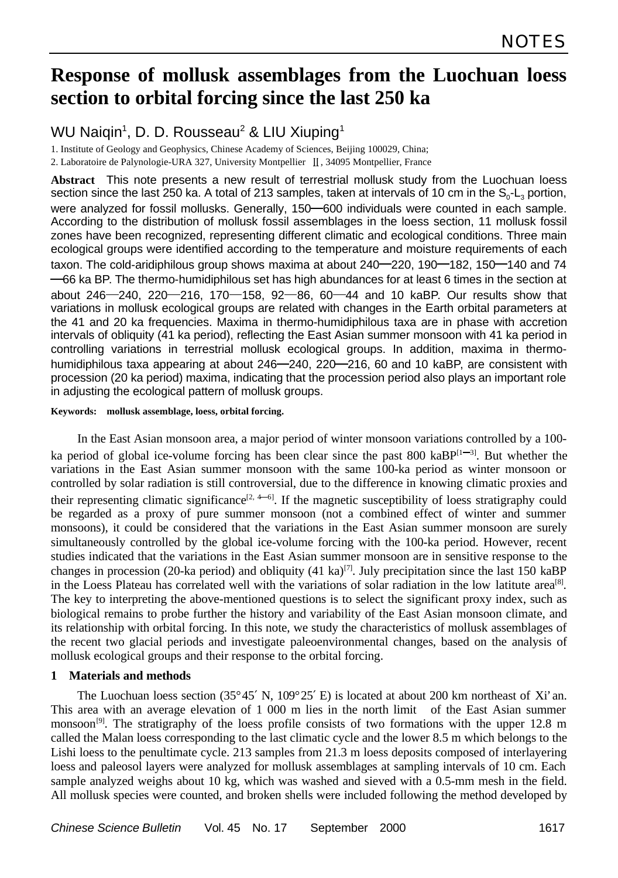NOTES

# Response of mollusk assemblages from the Luochuan loess section to orbital forcing since the last 250 ka

WU Naiqin[1], D. D. Rousseau[2] & LIU Xiuping[1]

1. Institute of Geology and Geophysics, Chinese Academy of Sciences, Beijing 100029, China;
2. Laboratoire de Palynologie-URA 327, University Montpellier Ⅱ, 34095 Montpellier, France

**Abstract** This note presents a new result of terrestrial mollusk study from the Luochuan loess section since the last 250 ka. A total of 213 samples, taken at intervals of 10 cm in the $S_0$-$L_3$ portion, were analyzed for fossil mollusks. Generally, 150—600 individuals were counted in each sample. According to the distribution of mollusk fossil assemblages in the loess section, 11 mollusk fossil zones have been recognized, representing different climatic and ecological conditions. Three main ecological groups were identified according to the temperature and moisture requirements of each taxon. The cold-aridiphilous group shows maxima at about 240—220, 190—182, 150—140 and 74—66 ka BP. The thermo-humidiphilous set has high abundances for at least 6 times in the section at about 246—240, 220—216, 170—158, 92—86, 60—44 and 10 kaBP. Our results show that variations in mollusk ecological groups are related with changes in the Earth orbital parameters at the 41 and 20 ka frequencies. Maxima in thermo-humidiphilous taxa are in phase with accretion intervals of obliquity (41 ka period), reflecting the East Asian summer monsoon with 41 ka period in controlling variations in terrestrial mollusk ecological groups. In addition, maxima in thermo-humidiphilous taxa appearing at about 246—240, 220—216, 60 and 10 kaBP, are consistent with procession (20 ka period) maxima, indicating that the procession period also plays an important role in adjusting the ecological pattern of mollusk groups.

**Keywords:** **mollusk assemblage, loess, orbital forcing.**

In the East Asian monsoon area, a major period of winter monsoon variations controlled by a 100-ka period of global ice-volume forcing has been clear since the past 800 kaBP[1—3]. But whether the variations in the East Asian summer monsoon with the same 100-ka period as winter monsoon or controlled by solar radiation is still controversial, due to the difference in knowing climatic proxies and their representing climatic significance[2, 4—6]. If the magnetic susceptibility of loess stratigraphy could be regarded as a proxy of pure summer monsoon (not a combined effect of winter and summer monsoons), it could be considered that the variations in the East Asian summer monsoon are surely simultaneously controlled by the global ice-volume forcing with the 100-ka period. However, recent studies indicated that the variations in the East Asian summer monsoon are in sensitive response to the changes in procession (20-ka period) and obliquity (41 ka)[7]. July precipitation since the last 150 kaBP in the Loess Plateau has correlated well with the variations of solar radiation in the low latitute area[8]. The key to interpreting the above-mentioned questions is to select the significant proxy index, such as biological remains to probe further the history and variability of the East Asian monsoon climate, and its relationship with orbital forcing. In this note, we study the characteristics of mollusk assemblages of the recent two glacial periods and investigate paleoenvironmental changes, based on the analysis of mollusk ecological groups and their response to the orbital forcing.

## 1 Materials and methods

The Luochuan loess section (35°45′ N, 109°25′ E) is located at about 200 km northeast of Xi'an. This area with an average elevation of 1 000 m lies in the north limit of the East Asian summer monsoon[9]. The stratigraphy of the loess profile consists of two formations with the upper 12.8 m called the Malan loess corresponding to the last climatic cycle and the lower 8.5 m which belongs to the Lishi loess to the penultimate cycle. 213 samples from 21.3 m loess deposits composed of interlayering loess and paleosol layers were analyzed for mollusk assemblages at sampling intervals of 10 cm. Each sample analyzed weighs about 10 kg, which was washed and sieved with a 0.5-mm mesh in the field. All mollusk species were counted, and broken shells were included following the method developed by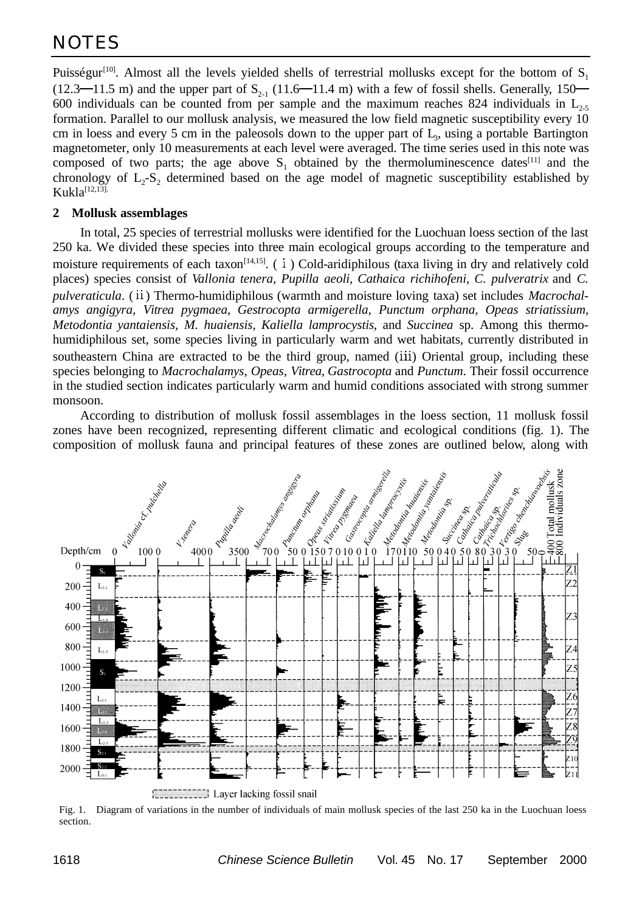Puisségur[10]. Almost all the levels yielded shells of terrestrial mollusks except for the bottom of $S_1$ (12.3—11.5 m) and the upper part of $S_{2\text{-}1}$ (11.6—11.4 m) with a few of fossil shells. Generally, 150—600 individuals can be counted from per sample and the maximum reaches 824 individuals in $L_{2\text{-}5}$ formation. Parallel to our mollusk analysis, we measured the low field magnetic susceptibility every 10 cm in loess and every 5 cm in the paleosols down to the upper part of $L_3$, using a portable Bartington magnetometer, only 10 measurements at each level were averaged. The time series used in this note was composed of two parts; the age above $S_1$ obtained by the thermoluminescence dates[11] and the chronology of $L_2$-$S_2$ determined based on the age model of magnetic susceptibility established by Kukla[12,13].

## 2 Mollusk assemblages

In total, 25 species of terrestrial mollusks were identified for the Luochuan loess section of the last 250 ka. We divided these species into three main ecological groups according to the temperature and moisture requirements of each taxon[14,15]. (i) Cold-aridiphilous (taxa living in dry and relatively cold places) species consist of *Vallonia tenera*, *Pupilla aeoli*, *Cathaica richihofeni*, *C. pulveratrix* and *C. pulveraticula*. (ii) Thermo-humidiphilous (warmth and moisture loving taxa) set includes *Macrochalamys angigyra*, *Vitrea pygmaea*, *Gestrocopta armigerella*, *Punctum orphana*, *Opeas striatissium*, *Metodontia yantaiensis*, *M. huaiensis*, *Kaliella lamprocystis*, and *Succinea* sp. Among this thermo-humidiphilous set, some species living in particularly warm and wet habitats, currently distributed in southeastern China are extracted to be the third group, named (iii) Oriental group, including these species belonging to *Macrochalamys*, *Opeas*, *Vitrea*, *Gastrocopta* and *Punctum*. Their fossil occurrence in the studied section indicates particularly warm and humid conditions associated with strong summer monsoon.

According to distribution of mollusk fossil assemblages in the loess section, 11 mollusk fossil zones have been recognized, representing different climatic and ecological conditions (fig. 1). The composition of mollusk fauna and principal features of these zones are outlined below, along with

Fig. 1. Diagram of variations in the number of individuals of main mollusk species of the last 250 ka in the Luochuan loess section.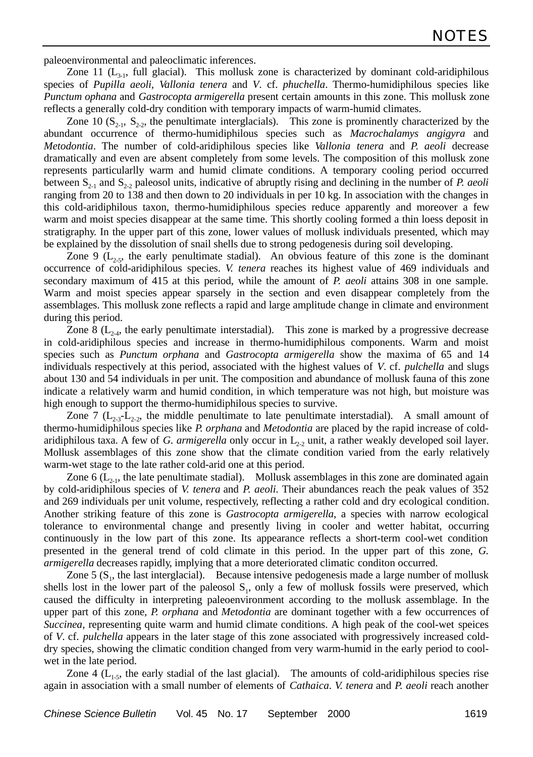paleoenvironmental and paleoclimatic inferences.

Zone 11 ($L_{3\text{-}1}$, full glacial). This mollusk zone is characterized by dominant cold-aridiphilous species of *Pupilla aeoli*, *Vallonia tenera* and *V*. cf. *phuchella*. Thermo-humidiphilous species like *Punctum ophana* and *Gastrocopta armigerella* present certain amounts in this zone. This mollusk zone reflects a generally cold-dry condition with temporary impacts of warm-humid climates.

Zone 10 ($S_{2\text{-}1}$, $S_{2\text{-}2}$, the penultimate interglacials). This zone is prominently characterized by the abundant occurrence of thermo-humidiphilous species such as *Macrochalamys angigyra* and *Metodontia*. The number of cold-aridiphilous species like *Vallonia tenera* and *P. aeoli* decrease dramatically and even are absent completely from some levels. The composition of this mollusk zone represents particularlly warm and humid climate conditions. A temporary cooling period occurred between $S_{2\text{-}1}$ and $S_{2\text{-}2}$ paleosol units, indicative of abruptly rising and declining in the number of *P. aeoli* ranging from 20 to 138 and then down to 20 individuals in per 10 kg. In association with the changes in this cold-aridiphilous taxon, thermo-humidiphilous species reduce apparently and moreover a few warm and moist species disappear at the same time. This shortly cooling formed a thin loess deposit in stratigraphy. In the upper part of this zone, lower values of mollusk individuals presented, which may be explained by the dissolution of snail shells due to strong pedogenesis during soil developing.

Zone 9 ($L_{2\text{-}5}$, the early penultimate stadial). An obvious feature of this zone is the dominant occurrence of cold-aridiphilous species. *V. tenera* reaches its highest value of 469 individuals and secondary maximum of 415 at this period, while the amount of *P. aeoli* attains 308 in one sample. Warm and moist species appear sparsely in the section and even disappear completely from the assemblages. This mollusk zone reflects a rapid and large amplitude change in climate and environment during this period.

Zone 8 ($L_{2\text{-}4}$, the early penultimate interstadial). This zone is marked by a progressive decrease in cold-aridiphilous species and increase in thermo-humidiphilous components. Warm and moist species such as *Punctum orphana* and *Gastrocopta armigerella* show the maxima of 65 and 14 individuals respectively at this period, associated with the highest values of *V*. cf. *pulchella* and slugs about 130 and 54 individuals in per unit. The composition and abundance of mollusk fauna of this zone indicate a relatively warm and humid condition, in which temperature was not high, but moisture was high enough to support the thermo-humidiphilous species to survive.

Zone 7 ($L_{2\text{-}3}$-$L_{2\text{-}2}$, the middle penultimate to late penultimate interstadial). A small amount of thermo-humidiphilous species like *P. orphana* and *Metodontia* are placed by the rapid increase of cold-aridiphilous taxa. A few of *G. armigerella* only occur in $L_{2\text{-}2}$ unit, a rather weakly developed soil layer. Mollusk assemblages of this zone show that the climate condition varied from the early relatively warm-wet stage to the late rather cold-arid one at this period.

Zone 6 ($L_{2\text{-}1}$, the late penultimate stadial). Mollusk assemblages in this zone are dominated again by cold-aridiphilous species of *V. tenera* and *P. aeoli*. Their abundances reach the peak values of 352 and 269 individuals per unit volume, respectively, reflecting a rather cold and dry ecological condition. Another striking feature of this zone is *Gastrocopta armigerella*, a species with narrow ecological tolerance to environmental change and presently living in cooler and wetter habitat, occurring continuously in the low part of this zone. Its appearance reflects a short-term cool-wet condition presented in the general trend of cold climate in this period. In the upper part of this zone, *G. armigerella* decreases rapidly, implying that a more deteriorated climatic conditon occurred.

Zone 5 ($S_1$, the last interglacial). Because intensive pedogenesis made a large number of mollusk shells lost in the lower part of the paleosol $S_1$, only a few of mollusk fossils were preserved, which caused the difficulty in interpreting paleoenvironment according to the mollusk assemblage. In the upper part of this zone, *P. orphana* and *Metodontia* are dominant together with a few occurrences of *Succinea*, representing quite warm and humid climate conditions. A high peak of the cool-wet speices of *V*. cf. *pulchella* appears in the later stage of this zone associated with progressively increased cold-dry species, showing the climatic condition changed from very warm-humid in the early period to cool-wet in the late period.

Zone 4 ($L_{1\text{-}5}$, the early stadial of the last glacial). The amounts of cold-aridiphilous species rise again in association with a small number of elements of *Cathaica*. *V. tenera* and *P. aeoli* reach another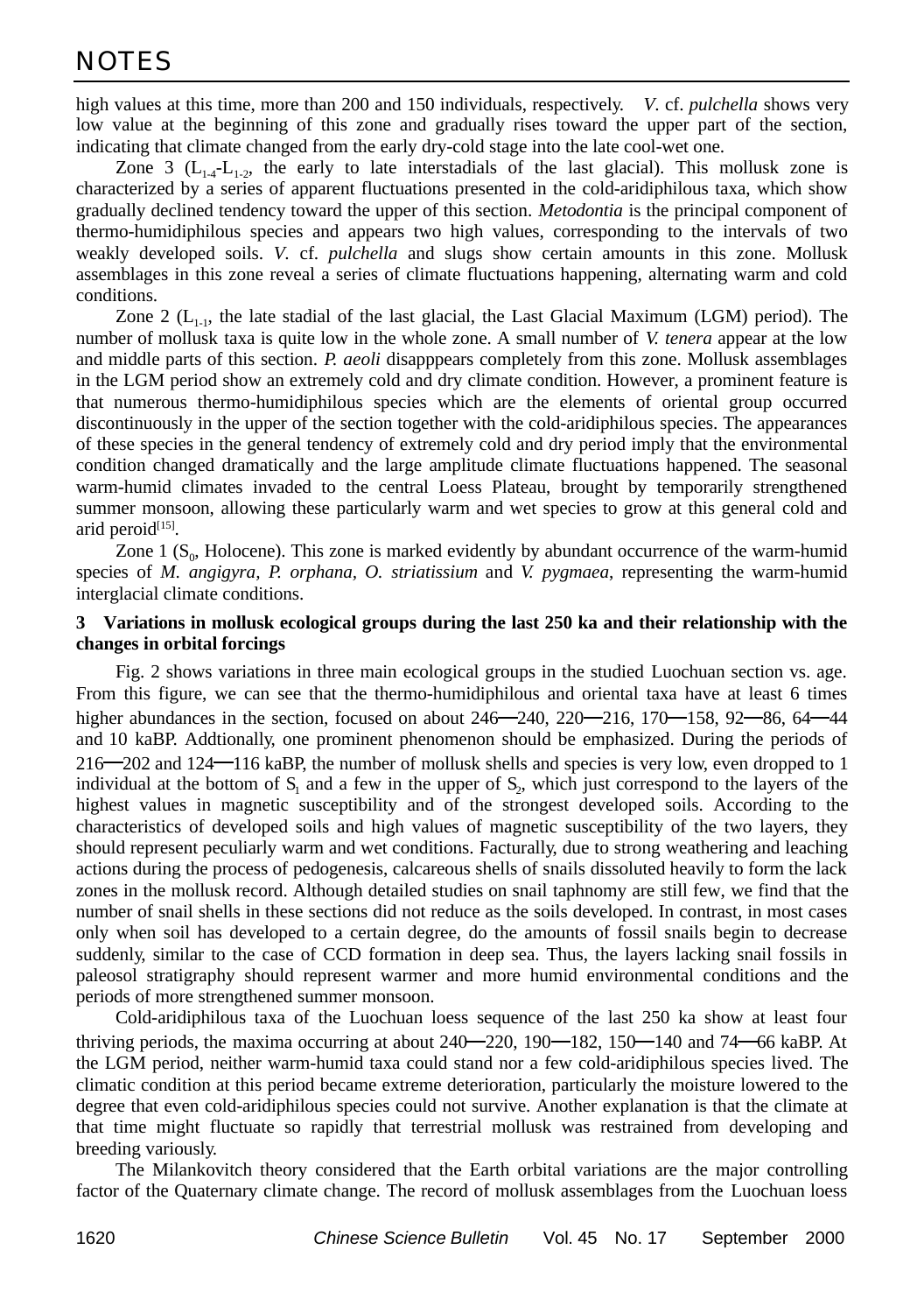high values at this time, more than 200 and 150 individuals, respectively. *V*. cf. *pulchella* shows very low value at the beginning of this zone and gradually rises toward the upper part of the section, indicating that climate changed from the early dry-cold stage into the late cool-wet one.

Zone 3 ($L_{1\text{-}4}$-$L_{1\text{-}2}$, the early to late interstadials of the last glacial). This mollusk zone is characterized by a series of apparent fluctuations presented in the cold-aridiphilous taxa, which show gradually declined tendency toward the upper of this section. *Metodontia* is the principal component of thermo-humidiphilous species and appears two high values, corresponding to the intervals of two weakly developed soils. *V*. cf. *pulchella* and slugs show certain amounts in this zone. Mollusk assemblages in this zone reveal a series of climate fluctuations happening, alternating warm and cold conditions.

Zone 2 ($L_{1\text{-}1}$, the late stadial of the last glacial, the Last Glacial Maximum (LGM) period). The number of mollusk taxa is quite low in the whole zone. A small number of *V. tenera* appear at the low and middle parts of this section. *P. aeoli* disapppears completely from this zone. Mollusk assemblages in the LGM period show an extremely cold and dry climate condition. However, a prominent feature is that numerous thermo-humidiphilous species which are the elements of oriental group occurred discontinuously in the upper of the section together with the cold-aridiphilous species. The appearances of these species in the general tendency of extremely cold and dry period imply that the environmental condition changed dramatically and the large amplitude climate fluctuations happened. The seasonal warm-humid climates invaded to the central Loess Plateau, brought by temporarily strengthened summer monsoon, allowing these particularly warm and wet species to grow at this general cold and arid peroid[15].

Zone 1 ($S_0$, Holocene). This zone is marked evidently by abundant occurrence of the warm-humid species of *M. angigyra*, *P. orphana*, *O. striatissium* and *V. pygmaea*, representing the warm-humid interglacial climate conditions.

### 3 Variations in mollusk ecological groups during the last 250 ka and their relationship with the changes in orbital forcings

Fig. 2 shows variations in three main ecological groups in the studied Luochuan section vs. age. From this figure, we can see that the thermo-humidiphilous and oriental taxa have at least 6 times higher abundances in the section, focused on about 246—240, 220—216, 170—158, 92—86, 64—44 and 10 kaBP. Addtionally, one prominent phenomenon should be emphasized. During the periods of 216—202 and 124—116 kaBP, the number of mollusk shells and species is very low, even dropped to 1 individual at the bottom of $S_1$ and a few in the upper of $S_2$, which just correspond to the layers of the highest values in magnetic susceptibility and of the strongest developed soils. According to the characteristics of developed soils and high values of magnetic susceptibility of the two layers, they should represent peculiarly warm and wet conditions. Facturally, due to strong weathering and leaching actions during the process of pedogenesis, calcareous shells of snails dissoluted heavily to form the lack zones in the mollusk record. Although detailed studies on snail taphnomy are still few, we find that the number of snail shells in these sections did not reduce as the soils developed. In contrast, in most cases only when soil has developed to a certain degree, do the amounts of fossil snails begin to decrease suddenly, similar to the case of CCD formation in deep sea. Thus, the layers lacking snail fossils in paleosol stratigraphy should represent warmer and more humid environmental conditions and the periods of more strengthened summer monsoon.

Cold-aridiphilous taxa of the Luochuan loess sequence of the last 250 ka show at least four thriving periods, the maxima occurring at about 240—220, 190—182, 150—140 and 74—66 kaBP. At the LGM period, neither warm-humid taxa could stand nor a few cold-aridiphilous species lived. The climatic condition at this period became extreme deterioration, particularly the moisture lowered to the degree that even cold-aridiphilous species could not survive. Another explanation is that the climate at that time might fluctuate so rapidly that terrestrial mollusk was restrained from developing and breeding variously.

The Milankovitch theory considered that the Earth orbital variations are the major controlling factor of the Quaternary climate change. The record of mollusk assemblages from the Luochuan loess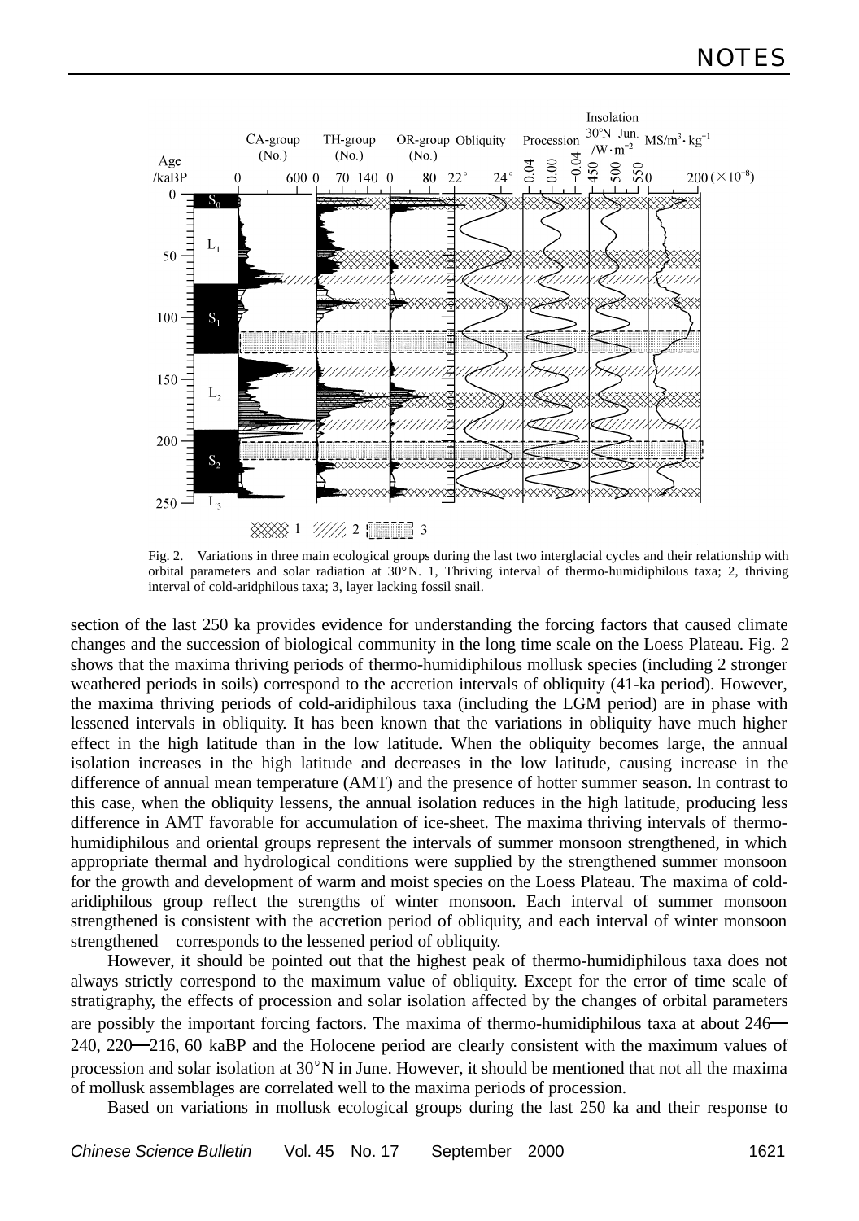Fig. 2. Variations in three main ecological groups during the last two interglacial cycles and their relationship with orbital parameters and solar radiation at 30°N. 1, Thriving interval of thermo-humidiphilous taxa; 2, thriving interval of cold-aridphilous taxa; 3, layer lacking fossil snail.

section of the last 250 ka provides evidence for understanding the forcing factors that caused climate changes and the succession of biological community in the long time scale on the Loess Plateau. Fig. 2 shows that the maxima thriving periods of thermo-humidiphilous mollusk species (including 2 stronger weathered periods in soils) correspond to the accretion intervals of obliquity (41-ka period). However, the maxima thriving periods of cold-aridiphilous taxa (including the LGM period) are in phase with lessened intervals in obliquity. It has been known that the variations in obliquity have much higher effect in the high latitude than in the low latitude. When the obliquity becomes large, the annual isolation increases in the high latitude and decreases in the low latitude, causing increase in the difference of annual mean temperature (AMT) and the presence of hotter summer season. In contrast to this case, when the obliquity lessens, the annual isolation reduces in the high latitude, producing less difference in AMT favorable for accumulation of ice-sheet. The maxima thriving intervals of thermo-humidiphilous and oriental groups represent the intervals of summer monsoon strengthened, in which appropriate thermal and hydrological conditions were supplied by the strengthened summer monsoon for the growth and development of warm and moist species on the Loess Plateau. The maxima of cold-aridiphilous group reflect the strengths of winter monsoon. Each interval of summer monsoon strengthened is consistent with the accretion period of obliquity, and each interval of winter monsoon strengthened corresponds to the lessened period of obliquity.

However, it should be pointed out that the highest peak of thermo-humidiphilous taxa does not always strictly correspond to the maximum value of obliquity. Except for the error of time scale of stratigraphy, the effects of procession and solar isolation affected by the changes of orbital parameters are possibly the important forcing factors. The maxima of thermo-humidiphilous taxa at about 246—240, 220—216, 60 kaBP and the Holocene period are clearly consistent with the maximum values of procession and solar isolation at 30°N in June. However, it should be mentioned that not all the maxima of mollusk assemblages are correlated well to the maxima periods of procession.

Based on variations in mollusk ecological groups during the last 250 ka and their response to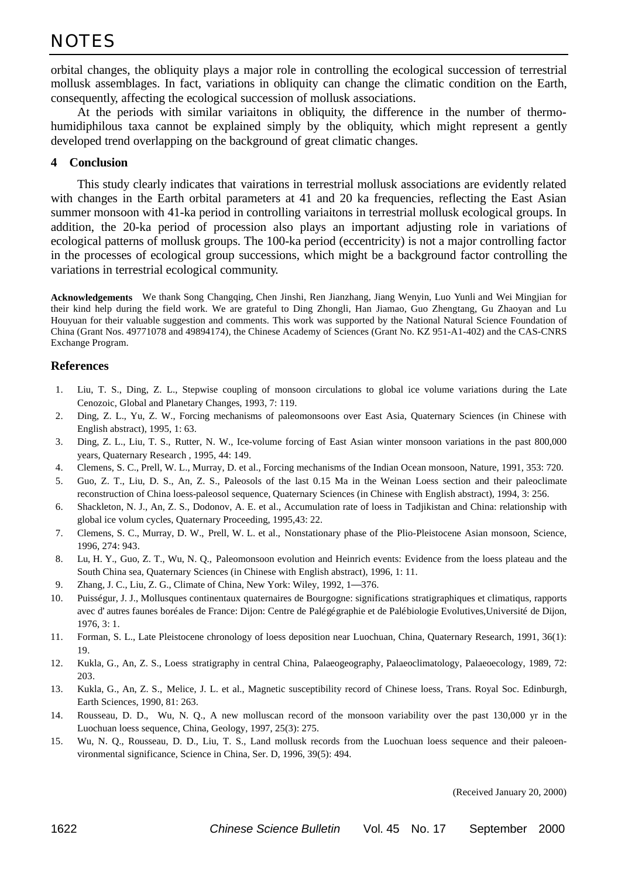orbital changes, the obliquity plays a major role in controlling the ecological succession of terrestrial mollusk assemblages. In fact, variations in obliquity can change the climatic condition on the Earth, consequently, affecting the ecological succession of mollusk associations.

At the periods with similar variaitons in obliquity, the difference in the number of thermo-humidiphilous taxa cannot be explained simply by the obliquity, which might represent a gently developed trend overlapping on the background of great climatic changes.

## 4 Conclusion

This study clearly indicates that vairations in terrestrial mollusk associations are evidently related with changes in the Earth orbital parameters at 41 and 20 ka frequencies, reflecting the East Asian summer monsoon with 41-ka period in controlling variaitons in terrestrial mollusk ecological groups. In addition, the 20-ka period of procession also plays an important adjusting role in variations of ecological patterns of mollusk groups. The 100-ka period (eccentricity) is not a major controlling factor in the processes of ecological group successions, which might be a background factor controlling the variations in terrestrial ecological community.

**Acknowledgements** We thank Song Changqing, Chen Jinshi, Ren Jianzhang, Jiang Wenyin, Luo Yunli and Wei Mingjian for their kind help during the field work. We are grateful to Ding Zhongli, Han Jiamao, Guo Zhengtang, Gu Zhaoyan and Lu Houyuan for their valuable suggestion and comments. This work was supported by the National Natural Science Foundation of China (Grant Nos. 49771078 and 49894174), the Chinese Academy of Sciences (Grant No. KZ 951-A1-402) and the CAS-CNRS Exchange Program.

## References

1. Liu, T. S., Ding, Z. L., Stepwise coupling of monsoon circulations to global ice volume variations during the Late Cenozoic, Global and Planetary Changes, 1993, 7: 119.
2. Ding, Z. L., Yu, Z. W., Forcing mechanisms of paleomonsoons over East Asia, Quaternary Sciences (in Chinese with English abstract), 1995, 1: 63.
3. Ding, Z. L., Liu, T. S., Rutter, N. W., Ice-volume forcing of East Asian winter monsoon variations in the past 800,000 years, Quaternary Research , 1995, 44: 149.
4. Clemens, S. C., Prell, W. L., Murray, D. et al., Forcing mechanisms of the Indian Ocean monsoon, Nature, 1991, 353: 720.
5. Guo, Z. T., Liu, D. S., An, Z. S., Paleosols of the last 0.15 Ma in the Weinan Loess section and their paleoclimate reconstruction of China loess-paleosol sequence, Quaternary Sciences (in Chinese with English abstract), 1994, 3: 256.
6. Shackleton, N. J., An, Z. S., Dodonov, A. E. et al., Accumulation rate of loess in Tadjikistan and China: relationship with global ice volum cycles, Quaternary Proceeding, 1995,43: 22.
7. Clemens, S. C., Murray, D. W., Prell, W. L. et al., Nonstationary phase of the Plio-Pleistocene Asian monsoon, Science, 1996, 274: 943.
8. Lu, H. Y., Guo, Z. T., Wu, N. Q., Paleomonsoon evolution and Heinrich events: Evidence from the loess plateau and the South China sea, Quaternary Sciences (in Chinese with English abstract), 1996, 1: 11.
9. Zhang, J. C., Liu, Z. G., Climate of China, New York: Wiley, 1992, 1—376.
10. Puisségur, J. J., Mollusques continentaux quaternaires de Bourgogne: significations stratigraphiques et climatiqus, rapports avec d' autres faunes boréales de France: Dijon: Centre de Palégégraphie et de Palébiologie Evolutives,Université de Dijon, 1976, 3: 1.
11. Forman, S. L., Late Pleistocene chronology of loess deposition near Luochuan, China, Quaternary Research, 1991, 36(1): 19.
12. Kukla, G., An, Z. S., Loess stratigraphy in central China, Palaeogeography, Palaeoclimatology, Palaeoecology, 1989, 72: 203.
13. Kukla, G., An, Z. S., Melice, J. L. et al., Magnetic susceptibility record of Chinese loess, Trans. Royal Soc. Edinburgh, Earth Sciences, 1990, 81: 263.
14. Rousseau, D. D., Wu, N. Q., A new molluscan record of the monsoon variability over the past 130,000 yr in the Luochuan loess sequence, China, Geology, 1997, 25(3): 275.
15. Wu, N. Q., Rousseau, D. D., Liu, T. S., Land mollusk records from the Luochuan loess sequence and their paleoenvironmental significance, Science in China, Ser. D, 1996, 39(5): 494.

(Received January 20, 2000)